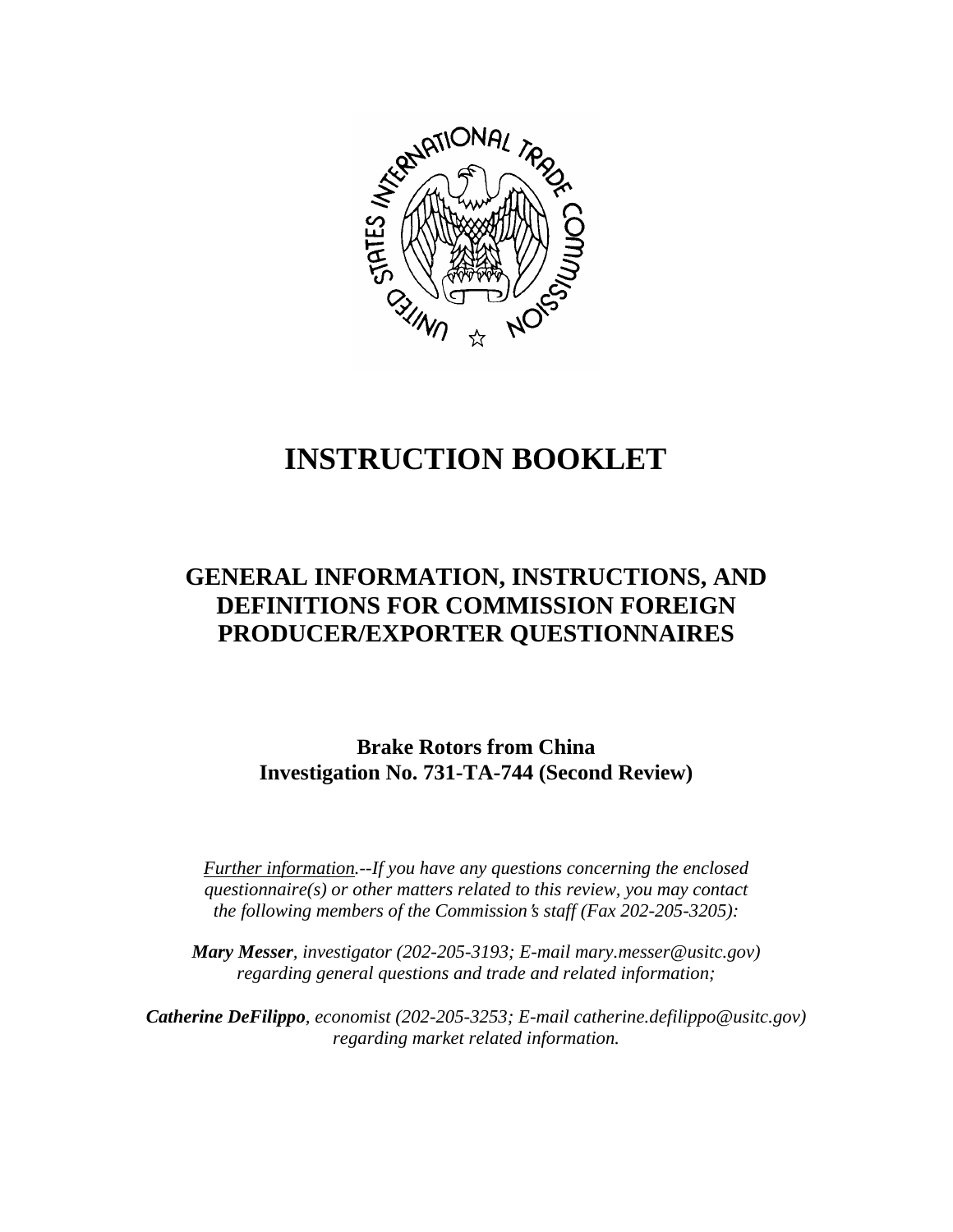# INSTRUCTION BOOKLET

## GENERAL INFORMATION, INSTRUCTIONS, AND DEFINITIONS FOR COMMISSION FOREIGN PRODUCER/EXPORTER QUESTIONNAIRES

**Brake Rotors from China**
**Investigation No. 731-TA-744 (Second Review)**

*Further information.--If you have any questions concerning the enclosed questionnaire(s) or other matters related to this review, you may contact the following members of the Commission's staff (Fax 202-205-3205):*

***Mary Messer**, investigator (202-205-3193; E-mail mary.messer@usitc.gov) regarding general questions and trade and related information;*

***Catherine DeFilippo**, economist (202-205-3253; E-mail catherine.defilippo@usitc.gov) regarding market related information.*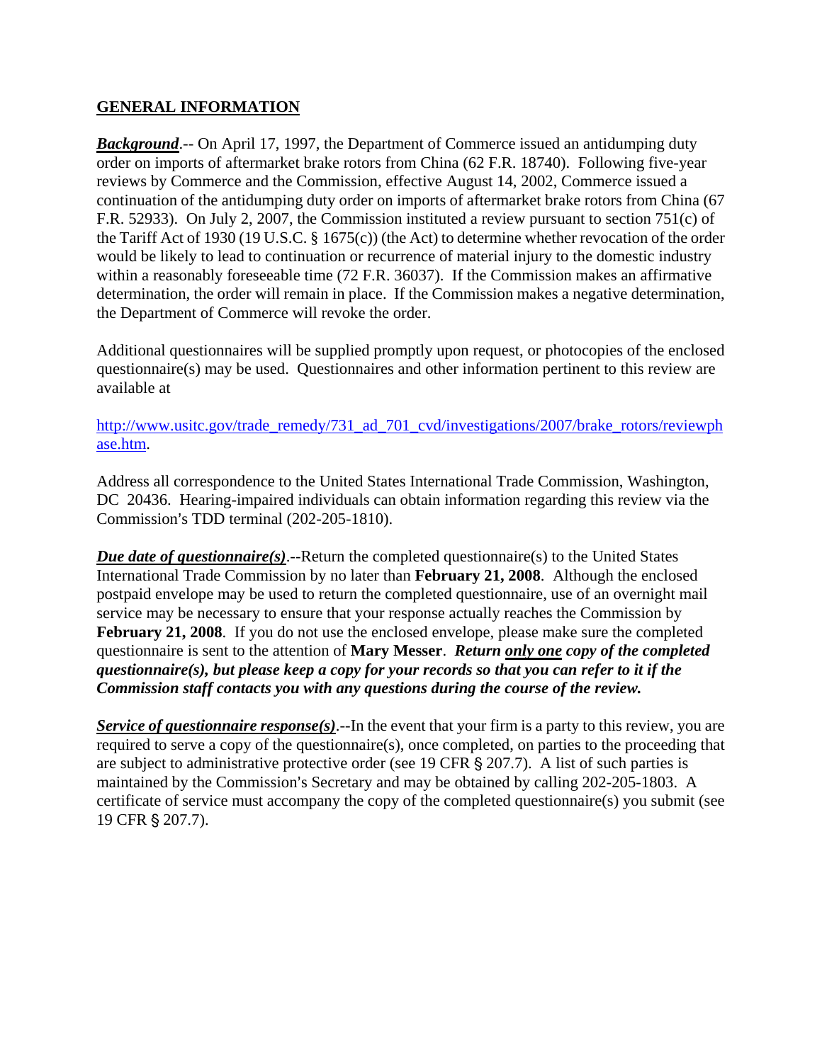## GENERAL INFORMATION

***Background***.-- On April 17, 1997, the Department of Commerce issued an antidumping duty order on imports of aftermarket brake rotors from China (62 F.R. 18740). Following five-year reviews by Commerce and the Commission, effective August 14, 2002, Commerce issued a continuation of the antidumping duty order on imports of aftermarket brake rotors from China (67 F.R. 52933). On July 2, 2007, the Commission instituted a review pursuant to section 751(c) of the Tariff Act of 1930 (19 U.S.C. § 1675(c)) (the Act) to determine whether revocation of the order would be likely to lead to continuation or recurrence of material injury to the domestic industry within a reasonably foreseeable time (72 F.R. 36037). If the Commission makes an affirmative determination, the order will remain in place. If the Commission makes a negative determination, the Department of Commerce will revoke the order.

Additional questionnaires will be supplied promptly upon request, or photocopies of the enclosed questionnaire(s) may be used. Questionnaires and other information pertinent to this review are available at

http://www.usitc.gov/trade_remedy/731_ad_701_cvd/investigations/2007/brake_rotors/reviewphase.htm.

Address all correspondence to the United States International Trade Commission, Washington, DC 20436. Hearing-impaired individuals can obtain information regarding this review via the Commission's TDD terminal (202-205-1810).

***Due date of questionnaire(s)***.--Return the completed questionnaire(s) to the United States International Trade Commission by no later than **February 21, 2008**. Although the enclosed postpaid envelope may be used to return the completed questionnaire, use of an overnight mail service may be necessary to ensure that your response actually reaches the Commission by **February 21, 2008**. If you do not use the enclosed envelope, please make sure the completed questionnaire is sent to the attention of **Mary Messer**. ***Return only one copy of the completed questionnaire(s), but please keep a copy for your records so that you can refer to it if the Commission staff contacts you with any questions during the course of the review.***

***Service of questionnaire response(s)***.--In the event that your firm is a party to this review, you are required to serve a copy of the questionnaire(s), once completed, on parties to the proceeding that are subject to administrative protective order (see 19 CFR § 207.7). A list of such parties is maintained by the Commission's Secretary and may be obtained by calling 202-205-1803. A certificate of service must accompany the copy of the completed questionnaire(s) you submit (see 19 CFR § 207.7).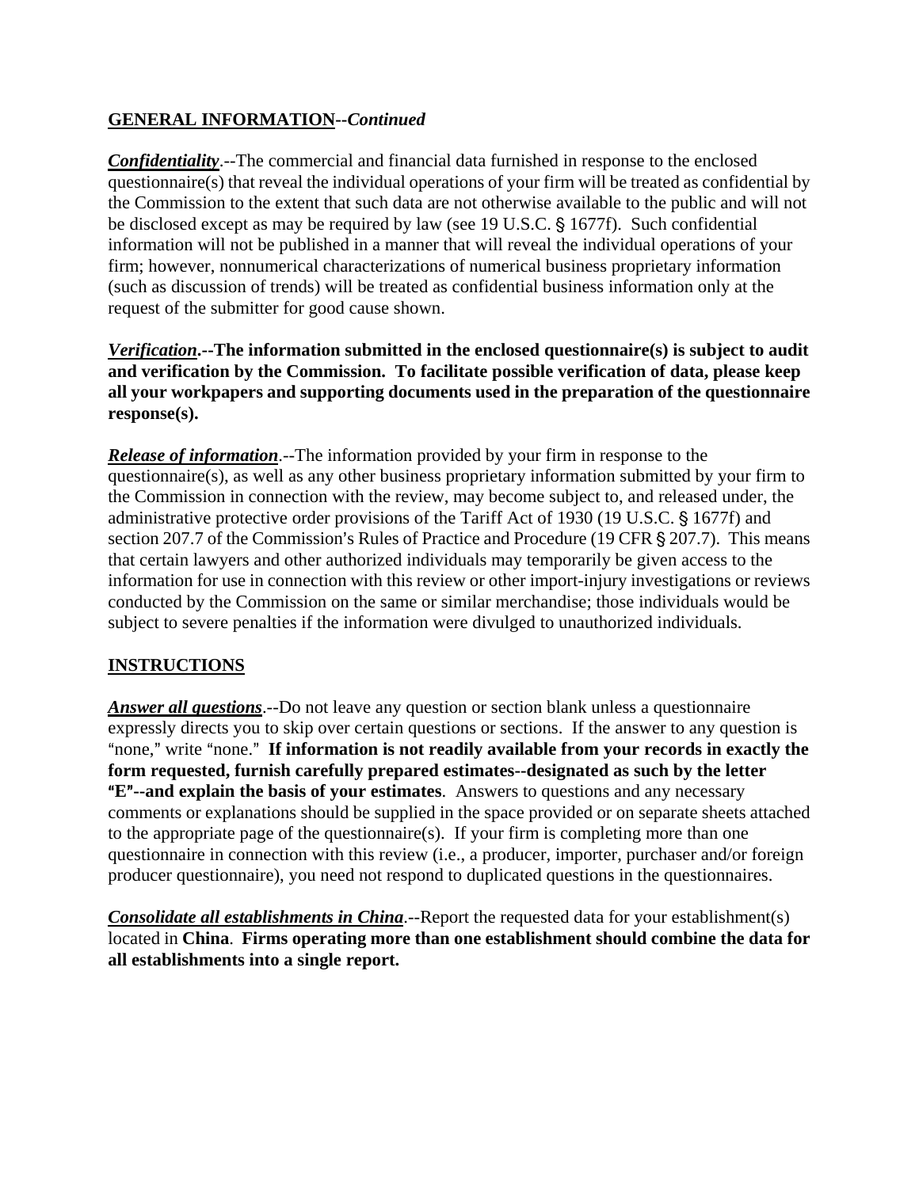**GENERAL INFORMATION**--***Continued***

***Confidentiality***.--The commercial and financial data furnished in response to the enclosed questionnaire(s) that reveal the individual operations of your firm will be treated as confidential by the Commission to the extent that such data are not otherwise available to the public and will not be disclosed except as may be required by law (see 19 U.S.C. § 1677f). Such confidential information will not be published in a manner that will reveal the individual operations of your firm; however, nonnumerical characterizations of numerical business proprietary information (such as discussion of trends) will be treated as confidential business information only at the request of the submitter for good cause shown.

***Verification*.--The information submitted in the enclosed questionnaire(s) is subject to audit and verification by the Commission. To facilitate possible verification of data, please keep all your workpapers and supporting documents used in the preparation of the questionnaire response(s).**

***Release of information***.--The information provided by your firm in response to the questionnaire(s), as well as any other business proprietary information submitted by your firm to the Commission in connection with the review, may become subject to, and released under, the administrative protective order provisions of the Tariff Act of 1930 (19 U.S.C. § 1677f) and section 207.7 of the Commission's Rules of Practice and Procedure (19 CFR § 207.7). This means that certain lawyers and other authorized individuals may temporarily be given access to the information for use in connection with this review or other import-injury investigations or reviews conducted by the Commission on the same or similar merchandise; those individuals would be subject to severe penalties if the information were divulged to unauthorized individuals.

**INSTRUCTIONS**

***Answer all questions***.--Do not leave any question or section blank unless a questionnaire expressly directs you to skip over certain questions or sections. If the answer to any question is "none," write "none." **If information is not readily available from your records in exactly the form requested, furnish carefully prepared estimates--designated as such by the letter "E"--and explain the basis of your estimates**. Answers to questions and any necessary comments or explanations should be supplied in the space provided or on separate sheets attached to the appropriate page of the questionnaire(s). If your firm is completing more than one questionnaire in connection with this review (i.e., a producer, importer, purchaser and/or foreign producer questionnaire), you need not respond to duplicated questions in the questionnaires.

***Consolidate all establishments in China***.--Report the requested data for your establishment(s) located in **China**. **Firms operating more than one establishment should combine the data for all establishments into a single report.**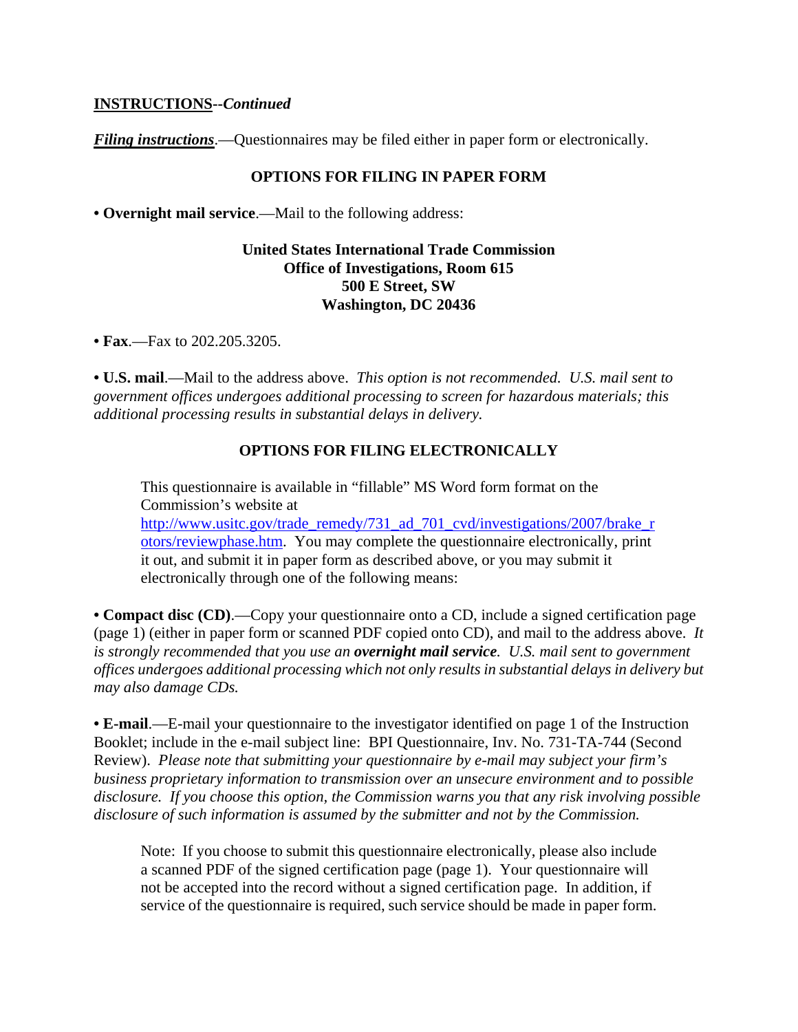**INSTRUCTIONS**--*Continued*

***Filing instructions***.—Questionnaires may be filed either in paper form or electronically.

**OPTIONS FOR FILING IN PAPER FORM**

• **Overnight mail service**.—Mail to the following address:

**United States International Trade Commission**
**Office of Investigations, Room 615**
**500 E Street, SW**
**Washington, DC 20436**

• **Fax**.—Fax to 202.205.3205.

• **U.S. mail**.—Mail to the address above. *This option is not recommended. U.S. mail sent to government offices undergoes additional processing to screen for hazardous materials; this additional processing results in substantial delays in delivery.*

**OPTIONS FOR FILING ELECTRONICALLY**

This questionnaire is available in "fillable" MS Word form format on the Commission's website at http://www.usitc.gov/trade_remedy/731_ad_701_cvd/investigations/2007/brake_rotors/reviewphase.htm. You may complete the questionnaire electronically, print it out, and submit it in paper form as described above, or you may submit it electronically through one of the following means:

• **Compact disc (CD)**.—Copy your questionnaire onto a CD, include a signed certification page (page 1) (either in paper form or scanned PDF copied onto CD), and mail to the address above. *It is strongly recommended that you use an **overnight mail service**. U.S. mail sent to government offices undergoes additional processing which not only results in substantial delays in delivery but may also damage CDs.*

• **E-mail**.—E-mail your questionnaire to the investigator identified on page 1 of the Instruction Booklet; include in the e-mail subject line: BPI Questionnaire, Inv. No. 731-TA-744 (Second Review). *Please note that submitting your questionnaire by e-mail may subject your firm's business proprietary information to transmission over an unsecure environment and to possible disclosure. If you choose this option, the Commission warns you that any risk involving possible disclosure of such information is assumed by the submitter and not by the Commission.*

Note: If you choose to submit this questionnaire electronically, please also include a scanned PDF of the signed certification page (page 1). Your questionnaire will not be accepted into the record without a signed certification page. In addition, if service of the questionnaire is required, such service should be made in paper form.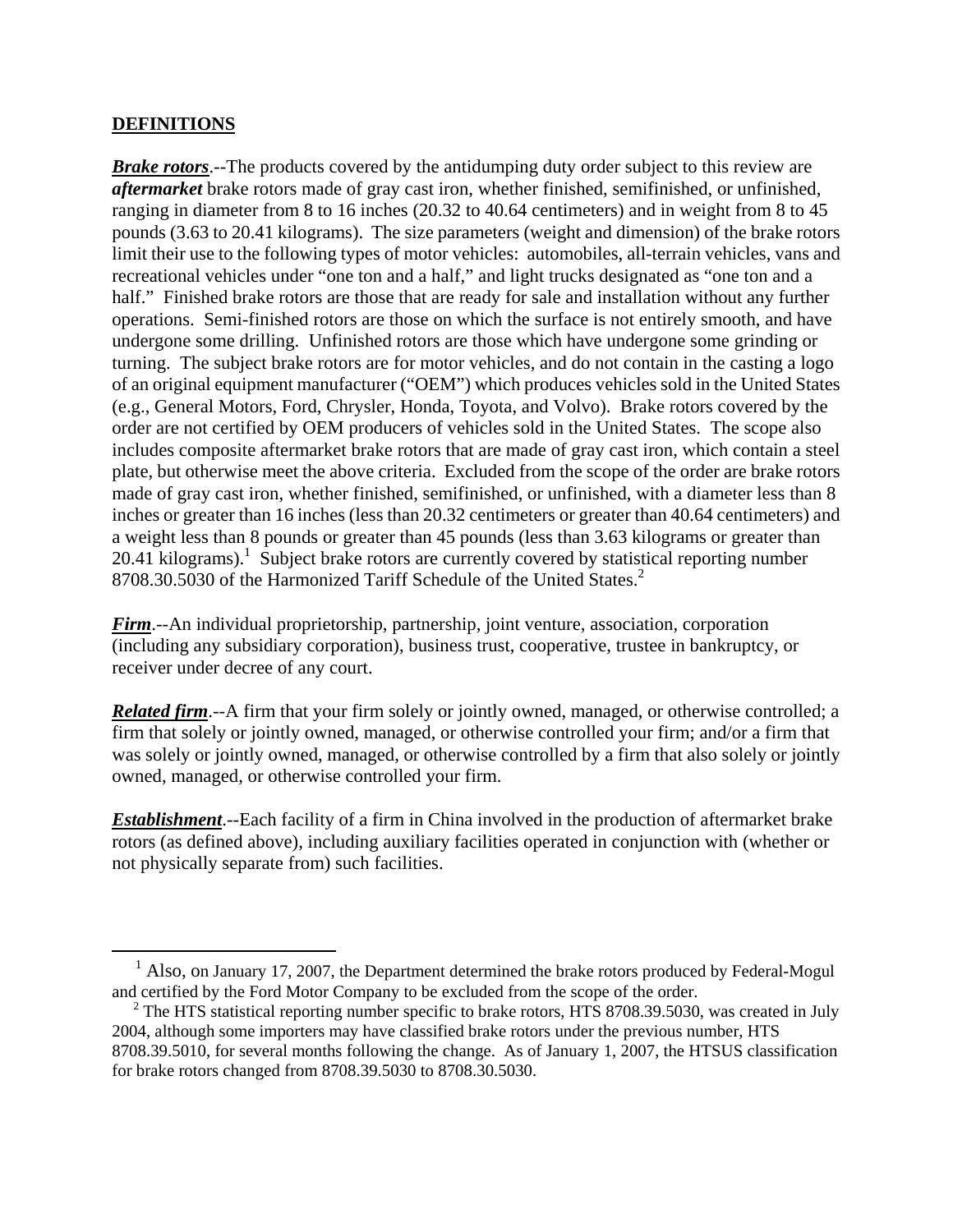## DEFINITIONS

***Brake rotors***.--The products covered by the antidumping duty order subject to this review are ***aftermarket*** brake rotors made of gray cast iron, whether finished, semifinished, or unfinished, ranging in diameter from 8 to 16 inches (20.32 to 40.64 centimeters) and in weight from 8 to 45 pounds (3.63 to 20.41 kilograms). The size parameters (weight and dimension) of the brake rotors limit their use to the following types of motor vehicles: automobiles, all-terrain vehicles, vans and recreational vehicles under "one ton and a half," and light trucks designated as "one ton and a half." Finished brake rotors are those that are ready for sale and installation without any further operations. Semi-finished rotors are those on which the surface is not entirely smooth, and have undergone some drilling. Unfinished rotors are those which have undergone some grinding or turning. The subject brake rotors are for motor vehicles, and do not contain in the casting a logo of an original equipment manufacturer ("OEM") which produces vehicles sold in the United States (e.g., General Motors, Ford, Chrysler, Honda, Toyota, and Volvo). Brake rotors covered by the order are not certified by OEM producers of vehicles sold in the United States. The scope also includes composite aftermarket brake rotors that are made of gray cast iron, which contain a steel plate, but otherwise meet the above criteria. Excluded from the scope of the order are brake rotors made of gray cast iron, whether finished, semifinished, or unfinished, with a diameter less than 8 inches or greater than 16 inches (less than 20.32 centimeters or greater than 40.64 centimeters) and a weight less than 8 pounds or greater than 45 pounds (less than 3.63 kilograms or greater than 20.41 kilograms).[1] Subject brake rotors are currently covered by statistical reporting number 8708.30.5030 of the Harmonized Tariff Schedule of the United States.[2]

***Firm***.--An individual proprietorship, partnership, joint venture, association, corporation (including any subsidiary corporation), business trust, cooperative, trustee in bankruptcy, or receiver under decree of any court.

***Related firm***.--A firm that your firm solely or jointly owned, managed, or otherwise controlled; a firm that solely or jointly owned, managed, or otherwise controlled your firm; and/or a firm that was solely or jointly owned, managed, or otherwise controlled by a firm that also solely or jointly owned, managed, or otherwise controlled your firm.

***Establishment***.--Each facility of a firm in China involved in the production of aftermarket brake rotors (as defined above), including auxiliary facilities operated in conjunction with (whether or not physically separate from) such facilities.

---

[1] Also, on January 17, 2007, the Department determined the brake rotors produced by Federal-Mogul and certified by the Ford Motor Company to be excluded from the scope of the order.

[2] The HTS statistical reporting number specific to brake rotors, HTS 8708.39.5030, was created in July 2004, although some importers may have classified brake rotors under the previous number, HTS 8708.39.5010, for several months following the change. As of January 1, 2007, the HTSUS classification for brake rotors changed from 8708.39.5030 to 8708.30.5030.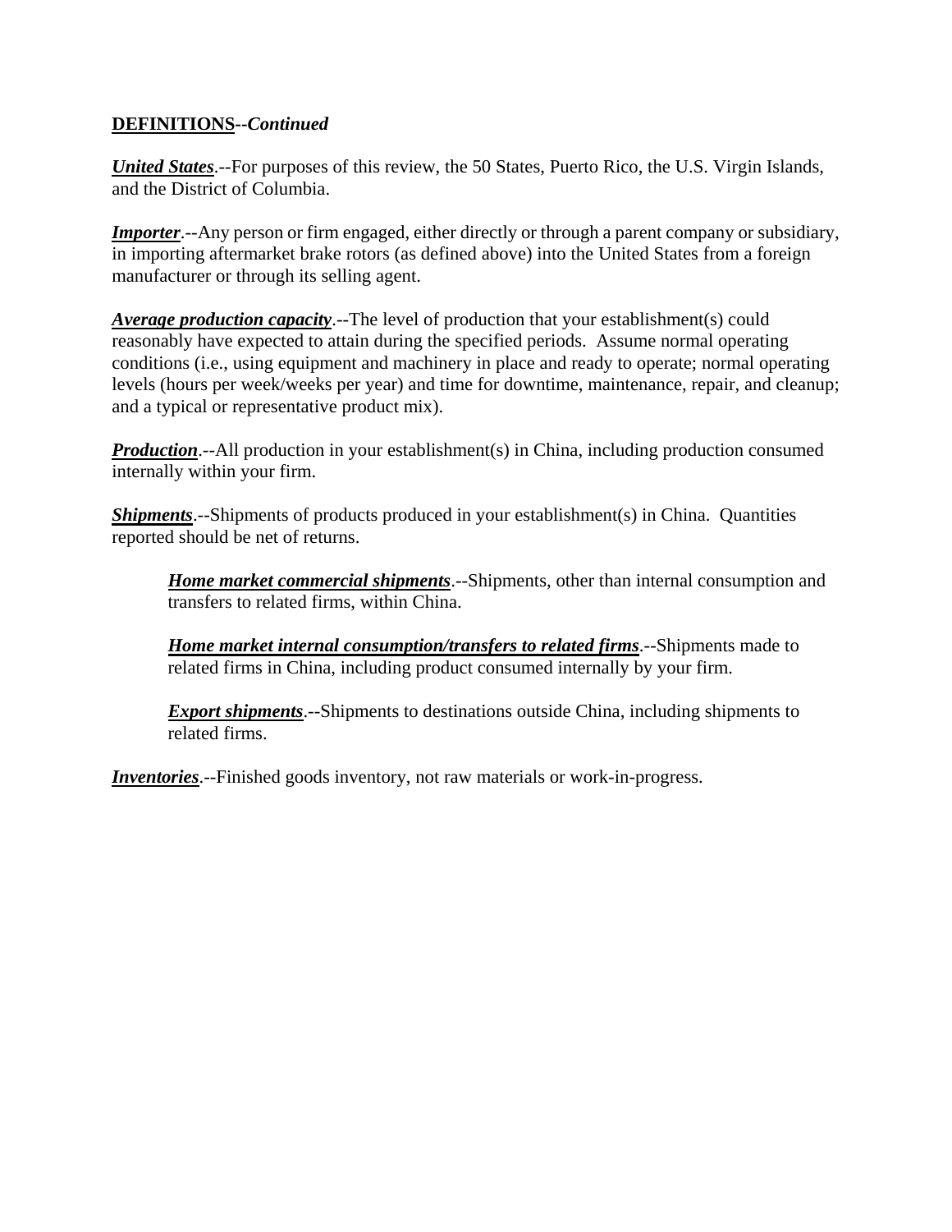**DEFINITIONS--*Continued***

***United States***.--For purposes of this review, the 50 States, Puerto Rico, the U.S. Virgin Islands, and the District of Columbia.

***Importer***.--Any person or firm engaged, either directly or through a parent company or subsidiary, in importing aftermarket brake rotors (as defined above) into the United States from a foreign manufacturer or through its selling agent.

***Average production capacity***.--The level of production that your establishment(s) could reasonably have expected to attain during the specified periods. Assume normal operating conditions (i.e., using equipment and machinery in place and ready to operate; normal operating levels (hours per week/weeks per year) and time for downtime, maintenance, repair, and cleanup; and a typical or representative product mix).

***Production***.--All production in your establishment(s) in China, including production consumed internally within your firm.

***Shipments***.--Shipments of products produced in your establishment(s) in China. Quantities reported should be net of returns.

> ***Home market commercial shipments***.--Shipments, other than internal consumption and transfers to related firms, within China.
>
> ***Home market internal consumption/transfers to related firms***.--Shipments made to related firms in China, including product consumed internally by your firm.
>
> ***Export shipments***.--Shipments to destinations outside China, including shipments to related firms.

***Inventories***.--Finished goods inventory, not raw materials or work-in-progress.